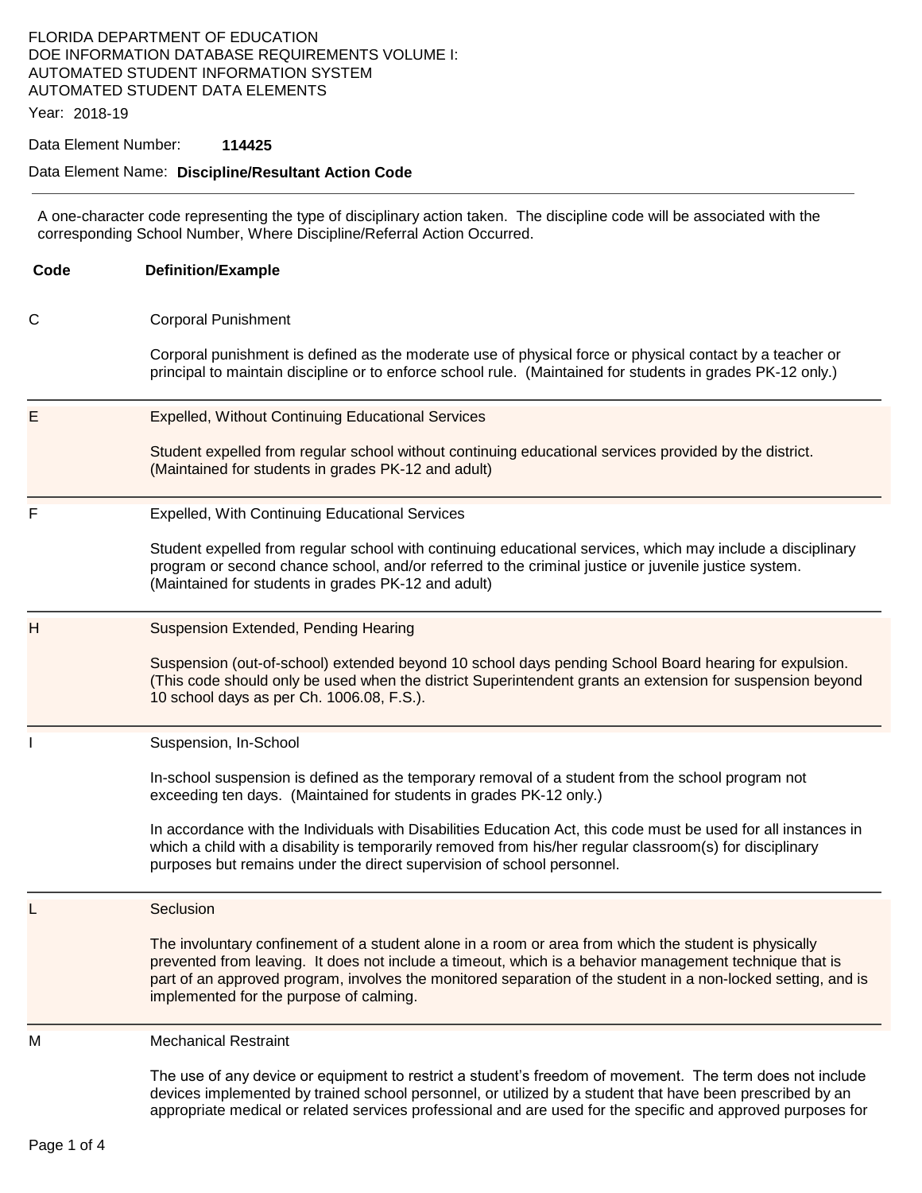FLORIDA DEPARTMENT OF EDUCATION
DOE INFORMATION DATABASE REQUIREMENTS VOLUME I:
AUTOMATED STUDENT INFORMATION SYSTEM
AUTOMATED STUDENT DATA ELEMENTS

Year: 2018-19

Data Element Number: **114425**

Data Element Name: **Discipline/Resultant Action Code**

---

A one-character code representing the type of disciplinary action taken. The discipline code will be associated with the corresponding School Number, Where Discipline/Referral Action Occurred.

| Code | Definition/Example |
|---|---|
| C | Corporal Punishment<br><br>Corporal punishment is defined as the moderate use of physical force or physical contact by a teacher or principal to maintain discipline or to enforce school rule. (Maintained for students in grades PK-12 only.) |
| E | Expelled, Without Continuing Educational Services<br><br>Student expelled from regular school without continuing educational services provided by the district. (Maintained for students in grades PK-12 and adult) |
| F | Expelled, With Continuing Educational Services<br><br>Student expelled from regular school with continuing educational services, which may include a disciplinary program or second chance school, and/or referred to the criminal justice or juvenile justice system. (Maintained for students in grades PK-12 and adult) |
| H | Suspension Extended, Pending Hearing<br><br>Suspension (out-of-school) extended beyond 10 school days pending School Board hearing for expulsion. (This code should only be used when the district Superintendent grants an extension for suspension beyond 10 school days as per Ch. 1006.08, F.S.). |
| I | Suspension, In-School<br><br>In-school suspension is defined as the temporary removal of a student from the school program not exceeding ten days. (Maintained for students in grades PK-12 only.)<br><br>In accordance with the Individuals with Disabilities Education Act, this code must be used for all instances in which a child with a disability is temporarily removed from his/her regular classroom(s) for disciplinary purposes but remains under the direct supervision of school personnel. |
| L | Seclusion<br><br>The involuntary confinement of a student alone in a room or area from which the student is physically prevented from leaving. It does not include a timeout, which is a behavior management technique that is part of an approved program, involves the monitored separation of the student in a non-locked setting, and is implemented for the purpose of calming. |
| M | Mechanical Restraint<br><br>The use of any device or equipment to restrict a student's freedom of movement. The term does not include devices implemented by trained school personnel, or utilized by a student that have been prescribed by an appropriate medical or related services professional and are used for the specific and approved purposes for |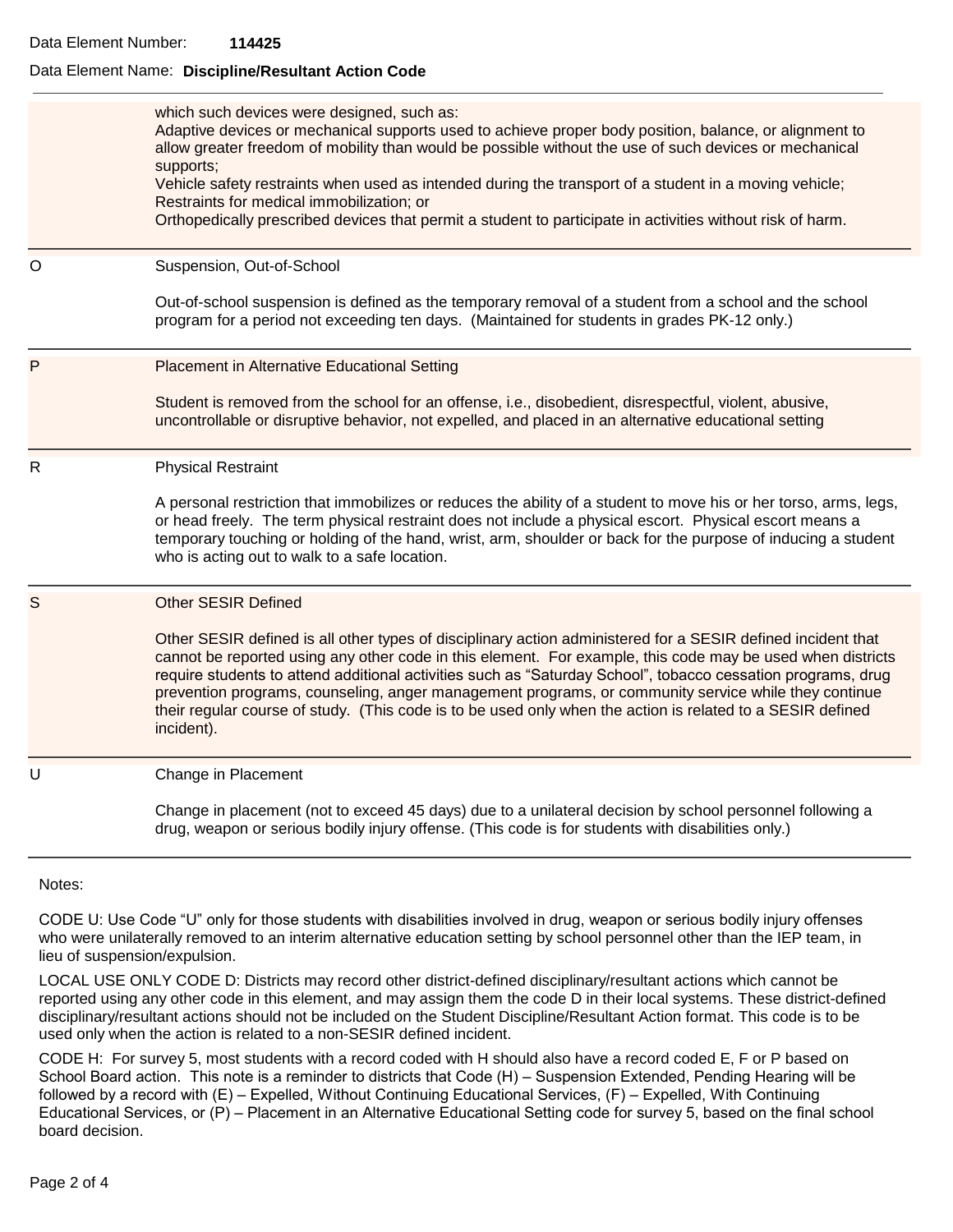Data Element Number: **114425**

Data Element Name: **Discipline/Resultant Action Code**

| Code | Description |
|---|---|
| | which such devices were designed, such as:<br>Adaptive devices or mechanical supports used to achieve proper body position, balance, or alignment to allow greater freedom of mobility than would be possible without the use of such devices or mechanical supports;<br>Vehicle safety restraints when used as intended during the transport of a student in a moving vehicle;<br>Restraints for medical immobilization; or<br>Orthopedically prescribed devices that permit a student to participate in activities without risk of harm. |
| O | Suspension, Out-of-School<br><br>Out-of-school suspension is defined as the temporary removal of a student from a school and the school program for a period not exceeding ten days. (Maintained for students in grades PK-12 only.) |
| P | Placement in Alternative Educational Setting<br><br>Student is removed from the school for an offense, i.e., disobedient, disrespectful, violent, abusive, uncontrollable or disruptive behavior, not expelled, and placed in an alternative educational setting |
| R | Physical Restraint<br><br>A personal restriction that immobilizes or reduces the ability of a student to move his or her torso, arms, legs, or head freely. The term physical restraint does not include a physical escort. Physical escort means a temporary touching or holding of the hand, wrist, arm, shoulder or back for the purpose of inducing a student who is acting out to walk to a safe location. |
| S | Other SESIR Defined<br><br>Other SESIR defined is all other types of disciplinary action administered for a SESIR defined incident that cannot be reported using any other code in this element. For example, this code may be used when districts require students to attend additional activities such as "Saturday School", tobacco cessation programs, drug prevention programs, counseling, anger management programs, or community service while they continue their regular course of study. (This code is to be used only when the action is related to a SESIR defined incident). |
| U | Change in Placement<br><br>Change in placement (not to exceed 45 days) due to a unilateral decision by school personnel following a drug, weapon or serious bodily injury offense. (This code is for students with disabilities only.) |

Notes:

CODE U: Use Code "U" only for those students with disabilities involved in drug, weapon or serious bodily injury offenses who were unilaterally removed to an interim alternative education setting by school personnel other than the IEP team, in lieu of suspension/expulsion.

LOCAL USE ONLY CODE D: Districts may record other district-defined disciplinary/resultant actions which cannot be reported using any other code in this element, and may assign them the code D in their local systems. These district-defined disciplinary/resultant actions should not be included on the Student Discipline/Resultant Action format. This code is to be used only when the action is related to a non-SESIR defined incident.

CODE H: For survey 5, most students with a record coded with H should also have a record coded E, F or P based on School Board action. This note is a reminder to districts that Code (H) – Suspension Extended, Pending Hearing will be followed by a record with (E) – Expelled, Without Continuing Educational Services, (F) – Expelled, With Continuing Educational Services, or (P) – Placement in an Alternative Educational Setting code for survey 5, based on the final school board decision.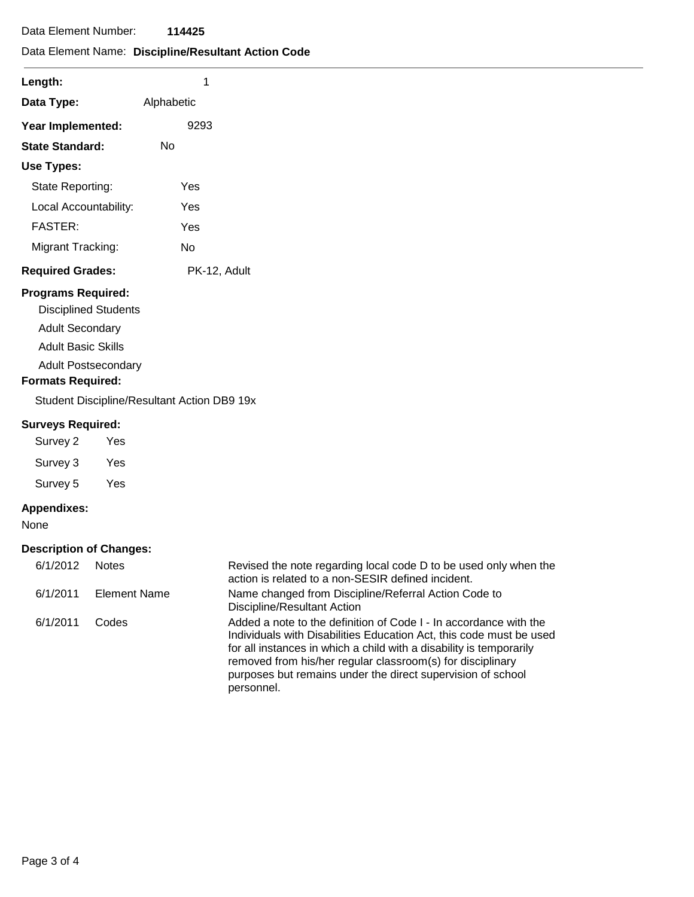Data Element Number: **114425**

Data Element Name: **Discipline/Resultant Action Code**

---

**Length:** 1

**Data Type:** Alphabetic

**Year Implemented:** 9293

**State Standard:** No

**Use Types:**

- State Reporting: Yes
- Local Accountability: Yes
- FASTER: Yes
- Migrant Tracking: No

**Required Grades:** PK-12, Adult

**Programs Required:**

- Disciplined Students
- Adult Secondary
- Adult Basic Skills
- Adult Postsecondary

**Formats Required:**

Student Discipline/Resultant Action DB9 19x

**Surveys Required:**

- Survey 2 Yes
- Survey 3 Yes
- Survey 5 Yes

**Appendixes:**

None

**Description of Changes:**

| | | |
|---|---|---|
| 6/1/2012 | Notes | Revised the note regarding local code D to be used only when the action is related to a non-SESIR defined incident. |
| 6/1/2011 | Element Name | Name changed from Discipline/Referral Action Code to Discipline/Resultant Action |
| 6/1/2011 | Codes | Added a note to the definition of Code I - In accordance with the Individuals with Disabilities Education Act, this code must be used for all instances in which a child with a disability is temporarily removed from his/her regular classroom(s) for disciplinary purposes but remains under the direct supervision of school personnel. |